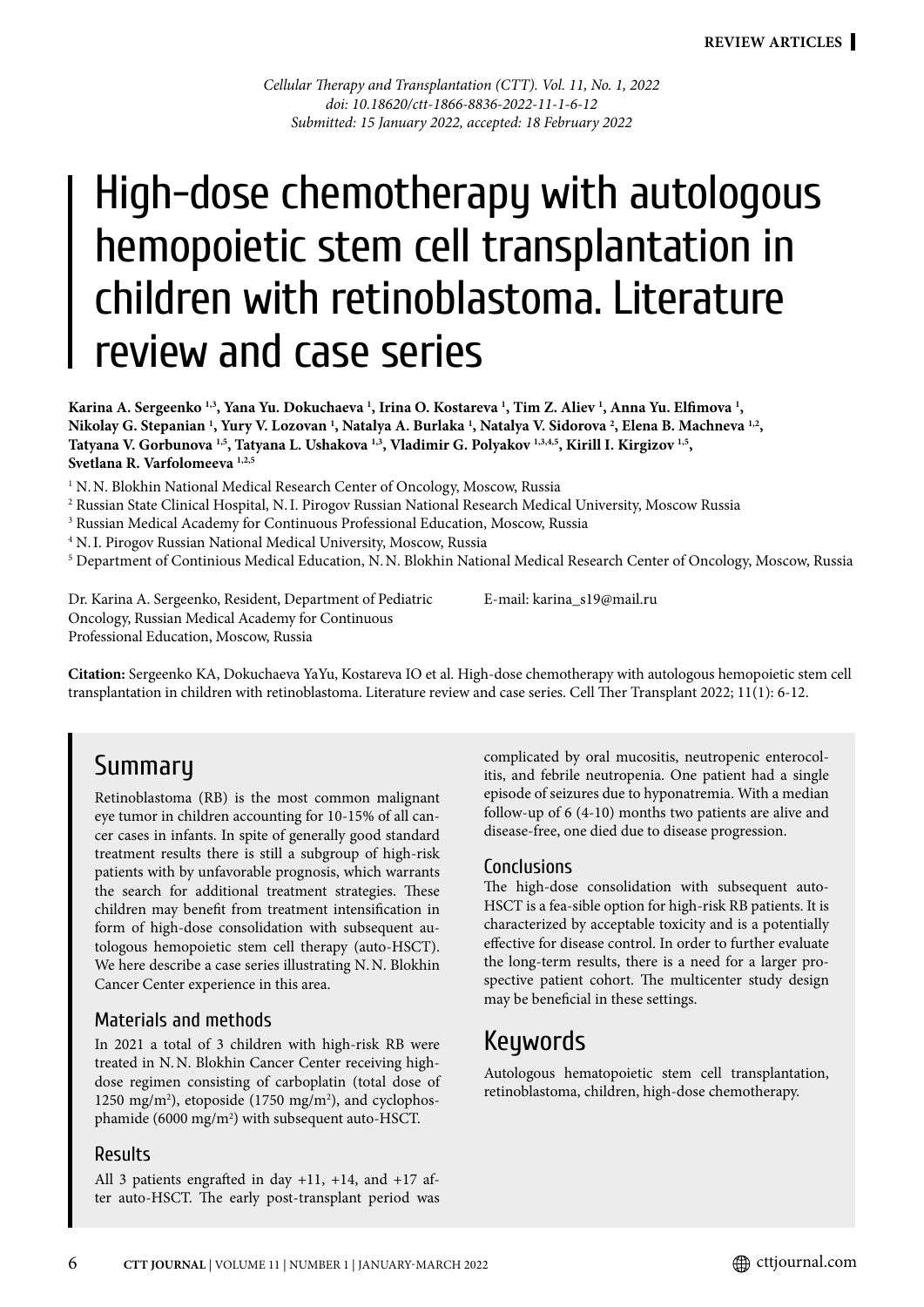REVIEW ARTICLES

*Cellular Therapy and Transplantation (CTT). Vol. 11, No. 1, 2022*
*doi: 10.18620/ctt-1866-8836-2022-11-1-6-12*
*Submitted: 15 January 2022, accepted: 18 February 2022*

# High-dose chemotherapy with autologous hemopoietic stem cell transplantation in children with retinoblastoma. Literature review and case series

**Karina A. Sergeenko [1,3], Yana Yu. Dokuchaeva [1], Irina O. Kostareva [1], Tim Z. Aliev [1], Anna Yu. Elfimova [1], Nikolay G. Stepanian [1], Yury V. Lozovan [1], Natalya A. Burlaka [1], Natalya V. Sidorova [2], Elena B. Machneva [1,2], Tatyana V. Gorbunova [1,5], Tatyana L. Ushakova [1,3], Vladimir G. Polyakov [1,3,4,5], Kirill I. Kirgizov [1,5], Svetlana R. Varfolomeeva [1,2,5]**

[1] N. N. Blokhin National Medical Research Center of Oncology, Moscow, Russia
[2] Russian State Clinical Hospital, N. I. Pirogov Russian National Research Medical University, Moscow Russia
[3] Russian Medical Academy for Continuous Professional Education, Moscow, Russia
[4] N. I. Pirogov Russian National Medical University, Moscow, Russia
[5] Department of Continious Medical Education, N. N. Blokhin National Medical Research Center of Oncology, Moscow, Russia

Dr. Karina A. Sergeenko, Resident, Department of Pediatric Oncology, Russian Medical Academy for Continuous Professional Education, Moscow, Russia

E-mail: karina_s19@mail.ru

**Citation:** Sergeenko KA, Dokuchaeva YaYu, Kostareva IO et al. High-dose chemotherapy with autologous hemopoietic stem cell transplantation in children with retinoblastoma. Literature review and case series. Cell Ther Transplant 2022; 11(1): 6-12.

## Summary

Retinoblastoma (RB) is the most common malignant eye tumor in children accounting for 10-15% of all cancer cases in infants. In spite of generally good standard treatment results there is still a subgroup of high-risk patients with by unfavorable prognosis, which warrants the search for additional treatment strategies. These children may benefit from treatment intensification in form of high-dose consolidation with subsequent autologous hemopoietic stem cell therapy (auto-HSCT). We here describe a case series illustrating N. N. Blokhin Cancer Center experience in this area.

### Materials and methods

In 2021 a total of 3 children with high-risk RB were treated in N. N. Blokhin Cancer Center receiving high-dose regimen consisting of carboplatin (total dose of 1250 mg/m$^2$), etoposide (1750 mg/m$^2$), and cyclophosphamide (6000 mg/m$^2$) with subsequent auto-HSCT.

### Results

All 3 patients engrafted in day +11, +14, and +17 after auto-HSCT. The early post-transplant period was complicated by oral mucositis, neutropenic enterocolitis, and febrile neutropenia. One patient had a single episode of seizures due to hyponatremia. With a median follow-up of 6 (4-10) months two patients are alive and disease-free, one died due to disease progression.

### Conclusions

The high-dose consolidation with subsequent auto-HSCT is a fea-sible option for high-risk RB patients. It is characterized by acceptable toxicity and is a potentially effective for disease control. In order to further evaluate the long-term results, there is a need for a larger prospective patient cohort. The multicenter study design may be beneficial in these settings.

## Keywords

Autologous hematopoietic stem cell transplantation, retinoblastoma, children, high-dose chemotherapy.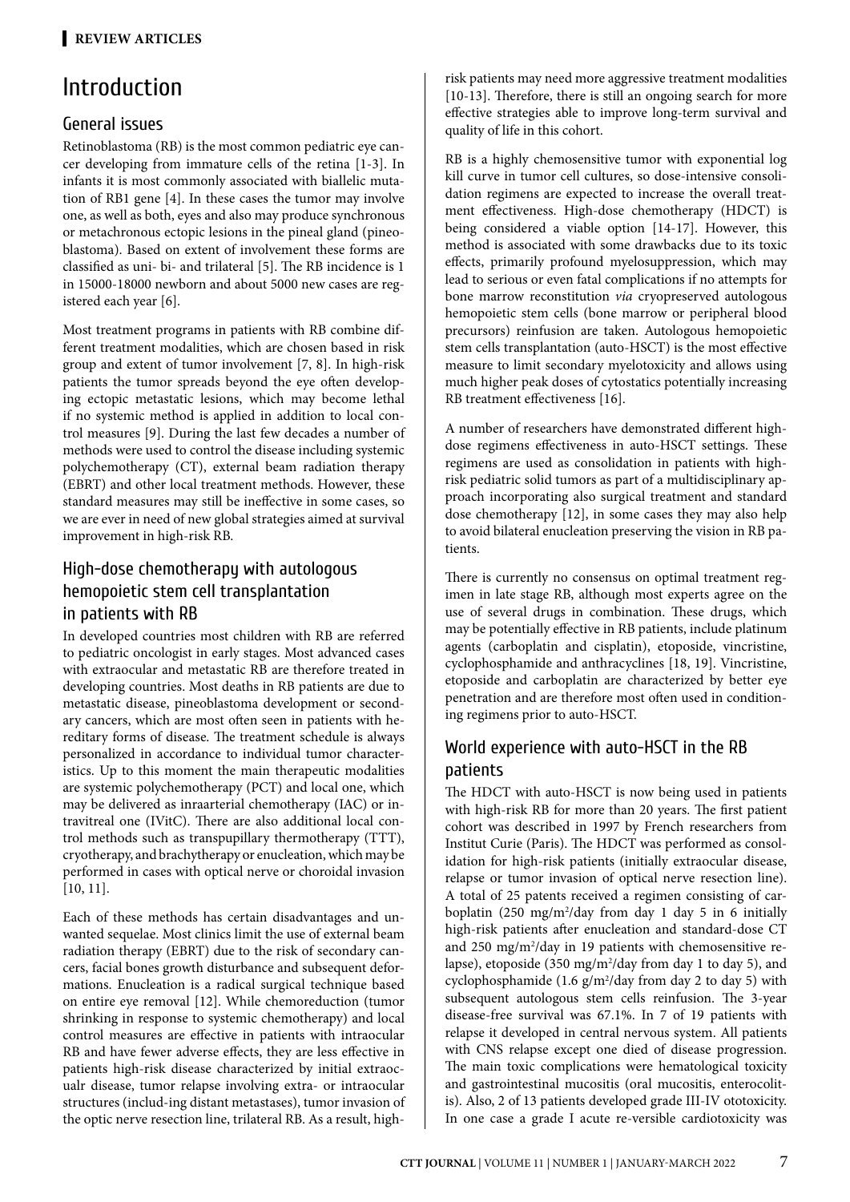# Introduction

## General issues

Retinoblastoma (RB) is the most common pediatric eye cancer developing from immature cells of the retina [1-3]. In infants it is most commonly associated with biallelic mutation of RB1 gene [4]. In these cases the tumor may involve one, as well as both, eyes and also may produce synchronous or metachronous ectopic lesions in the pineal gland (pineoblastoma). Based on extent of involvement these forms are classified as uni- bi- and trilateral [5]. The RB incidence is 1 in 15000-18000 newborn and about 5000 new cases are registered each year [6].

Most treatment programs in patients with RB combine different treatment modalities, which are chosen based in risk group and extent of tumor involvement [7, 8]. In high-risk patients the tumor spreads beyond the eye often developing ectopic metastatic lesions, which may become lethal if no systemic method is applied in addition to local control measures [9]. During the last few decades a number of methods were used to control the disease including systemic polychemotherapy (CT), external beam radiation therapy (EBRT) and other local treatment methods. However, these standard measures may still be ineffective in some cases, so we are ever in need of new global strategies aimed at survival improvement in high-risk RB.

## High-dose chemotherapy with autologous hemopoietic stem cell transplantation in patients with RB

In developed countries most children with RB are referred to pediatric oncologist in early stages. Most advanced cases with extraocular and metastatic RB are therefore treated in developing countries. Most deaths in RB patients are due to metastatic disease, pineoblastoma development or secondary cancers, which are most often seen in patients with hereditary forms of disease. The treatment schedule is always personalized in accordance to individual tumor characteristics. Up to this moment the main therapeutic modalities are systemic polychemotherapy (PCT) and local one, which may be delivered as inraarterial chemotherapy (IAC) or intravitreal one (IVitC). There are also additional local control methods such as transpupillary thermotherapy (TTT), cryotherapy, and brachytherapy or enucleation, which may be performed in cases with optical nerve or choroidal invasion [10, 11].

Each of these methods has certain disadvantages and unwanted sequelae. Most clinics limit the use of external beam radiation therapy (EBRT) due to the risk of secondary cancers, facial bones growth disturbance and subsequent deformations. Enucleation is a radical surgical technique based on entire eye removal [12]. While chemoreduction (tumor shrinking in response to systemic chemotherapy) and local control measures are effective in patients with intraocular RB and have fewer adverse effects, they are less effective in patients high-risk disease characterized by initial extraocualr disease, tumor relapse involving extra- or intraocular structures (includ-ing distant metastases), tumor invasion of the optic nerve resection line, trilateral RB. As a result, high-risk patients may need more aggressive treatment modalities [10-13]. Therefore, there is still an ongoing search for more effective strategies able to improve long-term survival and quality of life in this cohort.

RB is a highly chemosensitive tumor with exponential log kill curve in tumor cell cultures, so dose-intensive consolidation regimens are expected to increase the overall treatment effectiveness. High-dose chemotherapy (HDCT) is being considered a viable option [14-17]. However, this method is associated with some drawbacks due to its toxic effects, primarily profound myelosuppression, which may lead to serious or even fatal complications if no attempts for bone marrow reconstitution *via* cryopreserved autologous hemopoietic stem cells (bone marrow or peripheral blood precursors) reinfusion are taken. Autologous hemopoietic stem cells transplantation (auto-HSCT) is the most effective measure to limit secondary myelotoxicity and allows using much higher peak doses of cytostatics potentially increasing RB treatment effectiveness [16].

A number of researchers have demonstrated different high-dose regimens effectiveness in auto-HSCT settings. These regimens are used as consolidation in patients with high-risk pediatric solid tumors as part of a multidisciplinary approach incorporating also surgical treatment and standard dose chemotherapy [12], in some cases they may also help to avoid bilateral enucleation preserving the vision in RB patients.

There is currently no consensus on optimal treatment regimen in late stage RB, although most experts agree on the use of several drugs in combination. These drugs, which may be potentially effective in RB patients, include platinum agents (carboplatin and cisplatin), etoposide, vincristine, cyclophosphamide and anthracyclines [18, 19]. Vincristine, etoposide and carboplatin are characterized by better eye penetration and are therefore most often used in conditioning regimens prior to auto-HSCT.

## World experience with auto-HSCT in the RB patients

The HDCT with auto-HSCT is now being used in patients with high-risk RB for more than 20 years. The first patient cohort was described in 1997 by French researchers from Institut Curie (Paris). The HDCT was performed as consolidation for high-risk patients (initially extraocular disease, relapse or tumor invasion of optical nerve resection line). A total of 25 patents received a regimen consisting of carboplatin (250 mg/m²/day from day 1 day 5 in 6 initially high-risk patients after enucleation and standard-dose CT and 250 mg/m²/day in 19 patients with chemosensitive relapse), etoposide (350 mg/m²/day from day 1 to day 5), and cyclophosphamide (1.6 g/m²/day from day 2 to day 5) with subsequent autologous stem cells reinfusion. The 3-year disease-free survival was 67.1%. In 7 of 19 patients with relapse it developed in central nervous system. All patients with CNS relapse except one died of disease progression. The main toxic complications were hematological toxicity and gastrointestinal mucositis (oral mucositis, enterocolitis). Also, 2 of 13 patients developed grade III-IV ototoxicity. In one case a grade I acute re-versible cardiotoxicity was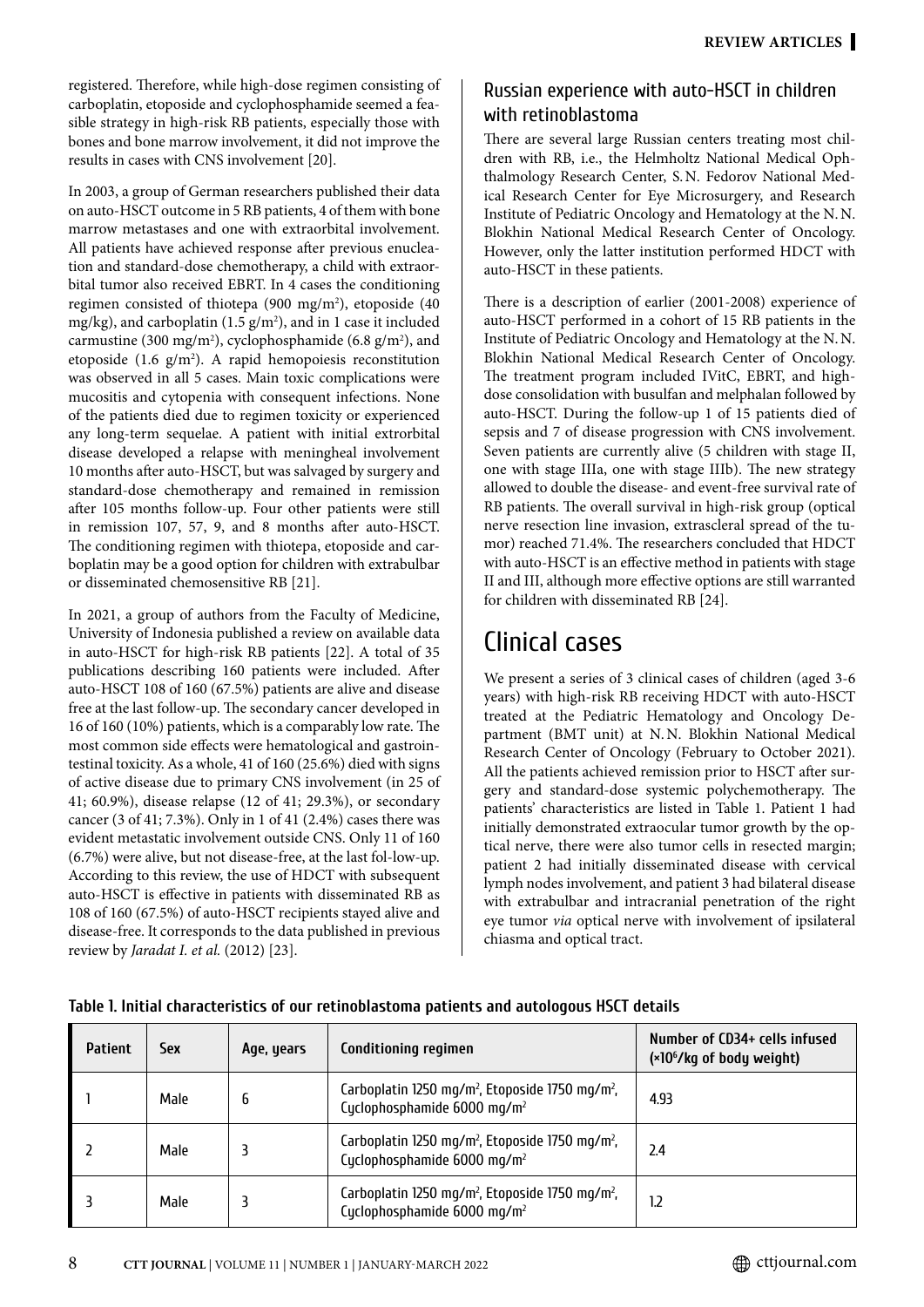registered. Therefore, while high-dose regimen consisting of carboplatin, etoposide and cyclophosphamide seemed a feasible strategy in high-risk RB patients, especially those with bones and bone marrow involvement, it did not improve the results in cases with CNS involvement [20].

In 2003, a group of German researchers published their data on auto-HSCT outcome in 5 RB patients, 4 of them with bone marrow metastases and one with extraorbital involvement. All patients have achieved response after previous enucleation and standard-dose chemotherapy, a child with extraorbital tumor also received EBRT. In 4 cases the conditioning regimen consisted of thiotepa (900 mg/m$^2$), etoposide (40 mg/kg), and carboplatin (1.5 g/m$^2$), and in 1 case it included carmustine (300 mg/m$^2$), cyclophosphamide (6.8 g/m$^2$), and etoposide (1.6 g/m$^2$). A rapid hemopoiesis reconstitution was observed in all 5 cases. Main toxic complications were mucositis and cytopenia with consequent infections. None of the patients died due to regimen toxicity or experienced any long-term sequelae. A patient with initial extrorbital disease developed a relapse with meningheal involvement 10 months after auto-HSCT, but was salvaged by surgery and standard-dose chemotherapy and remained in remission after 105 months follow-up. Four other patients were still in remission 107, 57, 9, and 8 months after auto-HSCT. The conditioning regimen with thiotepa, etoposide and carboplatin may be a good option for children with extrabulbar or disseminated chemosensitive RB [21].

In 2021, a group of authors from the Faculty of Medicine, University of Indonesia published a review on available data in auto-HSCT for high-risk RB patients [22]. A total of 35 publications describing 160 patients were included. After auto-HSCT 108 of 160 (67.5%) patients are alive and disease free at the last follow-up. The secondary cancer developed in 16 of 160 (10%) patients, which is a comparably low rate. The most common side effects were hematological and gastrointestinal toxicity. As a whole, 41 of 160 (25.6%) died with signs of active disease due to primary CNS involvement (in 25 of 41; 60.9%), disease relapse (12 of 41; 29.3%), or secondary cancer (3 of 41; 7.3%). Only in 1 of 41 (2.4%) cases there was evident metastatic involvement outside CNS. Only 11 of 160 (6.7%) were alive, but not disease-free, at the last fol-low-up. According to this review, the use of HDCT with subsequent auto-HSCT is effective in patients with disseminated RB as 108 of 160 (67.5%) of auto-HSCT recipients stayed alive and disease-free. It corresponds to the data published in previous review by *Jaradat I. et al.* (2012) [23].

## Russian experience with auto-HSCT in children with retinoblastoma

There are several large Russian centers treating most children with RB, i.e., the Helmholtz National Medical Ophthalmology Research Center, S. N. Fedorov National Medical Research Center for Eye Microsurgery, and Research Institute of Pediatric Oncology and Hematology at the N. N. Blokhin National Medical Research Center of Oncology. However, only the latter institution performed HDCT with auto-HSCT in these patients.

There is a description of earlier (2001-2008) experience of auto-HSCT performed in a cohort of 15 RB patients in the Institute of Pediatric Oncology and Hematology at the N. N. Blokhin National Medical Research Center of Oncology. The treatment program included IVitC, EBRT, and high-dose consolidation with busulfan and melphalan followed by auto-HSCT. During the follow-up 1 of 15 patients died of sepsis and 7 of disease progression with CNS involvement. Seven patients are currently alive (5 children with stage II, one with stage IIIa, one with stage IIIb). The new strategy allowed to double the disease- and event-free survival rate of RB patients. The overall survival in high-risk group (optical nerve resection line invasion, extrascleral spread of the tumor) reached 71.4%. The researchers concluded that HDCT with auto-HSCT is an effective method in patients with stage II and III, although more effective options are still warranted for children with disseminated RB [24].

# Clinical cases

We present a series of 3 clinical cases of children (aged 3-6 years) with high-risk RB receiving HDCT with auto-HSCT treated at the Pediatric Hematology and Oncology Department (BMT unit) at N. N. Blokhin National Medical Research Center of Oncology (February to October 2021). All the patients achieved remission prior to HSCT after surgery and standard-dose systemic polychemotherapy. The patients' characteristics are listed in Table 1. Patient 1 had initially demonstrated extraocular tumor growth by the optical nerve, there were also tumor cells in resected margin; patient 2 had initially disseminated disease with cervical lymph nodes involvement, and patient 3 had bilateral disease with extrabulbar and intracranial penetration of the right eye tumor *via* optical nerve with involvement of ipsilateral chiasma and optical tract.

**Table 1. Initial characteristics of our retinoblastoma patients and autologous HSCT details**

| Patient | Sex | Age, years | Conditioning regimen | Number of CD34+ cells infused ($\times 10^6$/kg of body weight) |
|---|---|---|---|---|
| 1 | Male | 6 | Carboplatin 1250 mg/m$^2$, Etoposide 1750 mg/m$^2$, Cyclophosphamide 6000 mg/m$^2$ | 4.93 |
| 2 | Male | 3 | Carboplatin 1250 mg/m$^2$, Etoposide 1750 mg/m$^2$, Cyclophosphamide 6000 mg/m$^2$ | 2.4 |
| 3 | Male | 3 | Carboplatin 1250 mg/m$^2$, Etoposide 1750 mg/m$^2$, Cyclophosphamide 6000 mg/m$^2$ | 1.2 |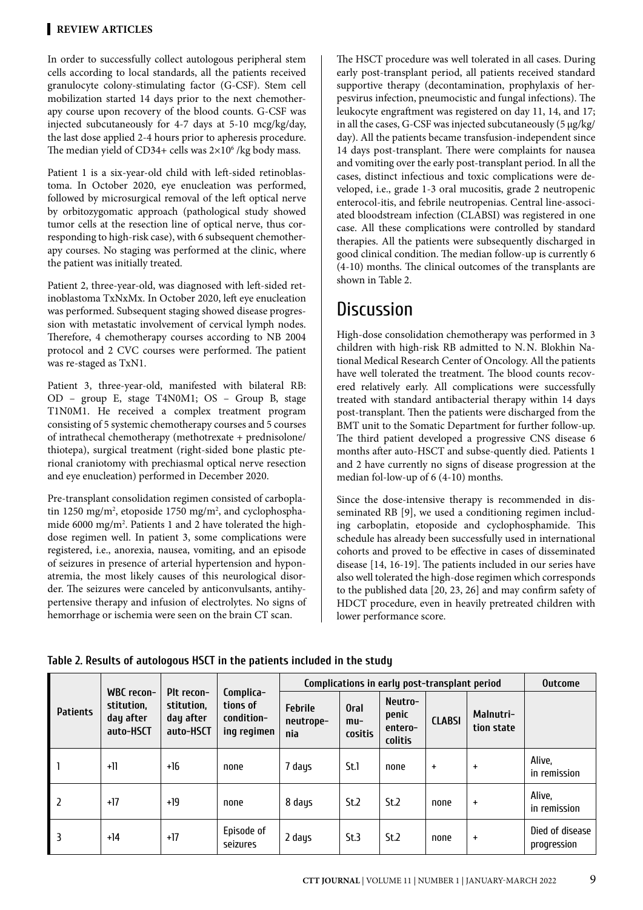In order to successfully collect autologous peripheral stem cells according to local standards, all the patients received granulocyte colony-stimulating factor (G-CSF). Stem cell mobilization started 14 days prior to the next chemotherapy course upon recovery of the blood counts. G-CSF was injected subcutaneously for 4-7 days at 5-10 mcg/kg/day, the last dose applied 2-4 hours prior to apheresis procedure. The median yield of CD34+ cells was $2 \times 10^6$ /kg body mass.

Patient 1 is a six-year-old child with left-sided retinoblastoma. In October 2020, eye enucleation was performed, followed by microsurgical removal of the left optical nerve by orbitozygomatic approach (pathological study showed tumor cells at the resection line of optical nerve, thus corresponding to high-risk case), with 6 subsequent chemotherapy courses. No staging was performed at the clinic, where the patient was initially treated.

Patient 2, three-year-old, was diagnosed with left-sided retinoblastoma TxNxMx. In October 2020, left eye enucleation was performed. Subsequent staging showed disease progression with metastatic involvement of cervical lymph nodes. Therefore, 4 chemotherapy courses according to NB 2004 protocol and 2 CVC courses were performed. The patient was re-staged as TxN1.

Patient 3, three-year-old, manifested with bilateral RB: OD – group E, stage T4N0M1; OS – Group B, stage T1N0M1. He received a complex treatment program consisting of 5 systemic chemotherapy courses and 5 courses of intrathecal chemotherapy (methotrexate + prednisolone/thiotepa), surgical treatment (right-sided bone plastic pterional craniotomy with prechiasmal optical nerve resection and eye enucleation) performed in December 2020.

Pre-transplant consolidation regimen consisted of carboplatin 1250 mg/m$^2$, etoposide 1750 mg/m$^2$, and cyclophosphamide 6000 mg/m$^2$. Patients 1 and 2 have tolerated the high-dose regimen well. In patient 3, some complications were registered, i.e., anorexia, nausea, vomiting, and an episode of seizures in presence of arterial hypertension and hyponatremia, the most likely causes of this neurological disorder. The seizures were canceled by anticonvulsants, antihypertensive therapy and infusion of electrolytes. No signs of hemorrhage or ischemia were seen on the brain CT scan.

The HSCT procedure was well tolerated in all cases. During early post-transplant period, all patients received standard supportive therapy (decontamination, prophylaxis of herpesvirus infection, pneumocistic and fungal infections). The leukocyte engraftment was registered on day 11, 14, and 17; in all the cases, G-CSF was injected subcutaneously (5 μg/kg/day). All the patients became transfusion-independent since 14 days post-transplant. There were complaints for nausea and vomiting over the early post-transplant period. In all the cases, distinct infectious and toxic complications were developed, i.e., grade 1-3 oral mucositis, grade 2 neutropenic enterocol-itis, and febrile neutropenias. Central line-associated bloodstream infection (CLABSI) was registered in one case. All these complications were controlled by standard therapies. All the patients were subsequently discharged in good clinical condition. The median follow-up is currently 6 (4-10) months. The clinical outcomes of the transplants are shown in Table 2.

# Discussion

High-dose consolidation chemotherapy was performed in 3 children with high-risk RB admitted to N.N. Blokhin National Medical Research Center of Oncology. All the patients have well tolerated the treatment. The blood counts recovered relatively early. All complications were successfully treated with standard antibacterial therapy within 14 days post-transplant. Then the patients were discharged from the BMT unit to the Somatic Department for further follow-up. The third patient developed a progressive CNS disease 6 months after auto-HSCT and subse-quently died. Patients 1 and 2 have currently no signs of disease progression at the median fol-low-up of 6 (4-10) months.

Since the dose-intensive therapy is recommended in disseminated RB [9], we used a conditioning regimen including carboplatin, etoposide and cyclophosphamide. This schedule has already been successfully used in international cohorts and proved to be effective in cases of disseminated disease [14, 16-19]. The patients included in our series have also well tolerated the high-dose regimen which corresponds to the published data [20, 23, 26] and may confirm safety of HDCT procedure, even in heavily pretreated children with lower performance score.

**Table 2. Results of autologous HSCT in the patients included in the study**

| Patients | WBC reconstitution, day after auto-HSCT | Plt reconstitution, day after auto-HSCT | Complications of conditioning regimen | Complications in early post-transplant period | | | | | Outcome |
|---|---|---|---|---|---|---|---|---|---|
| | | | | Febrile neutropenia | Oral mucositis | Neutropenic enterocolitis | CLABSI | Malnutrition state | |
| 1 | +11 | +16 | none | 7 days | St.1 | none | + | + | Alive, in remission |
| 2 | +17 | +19 | none | 8 days | St.2 | St.2 | none | + | Alive, in remission |
| 3 | +14 | +17 | Episode of seizures | 2 days | St.3 | St.2 | none | + | Died of disease progression |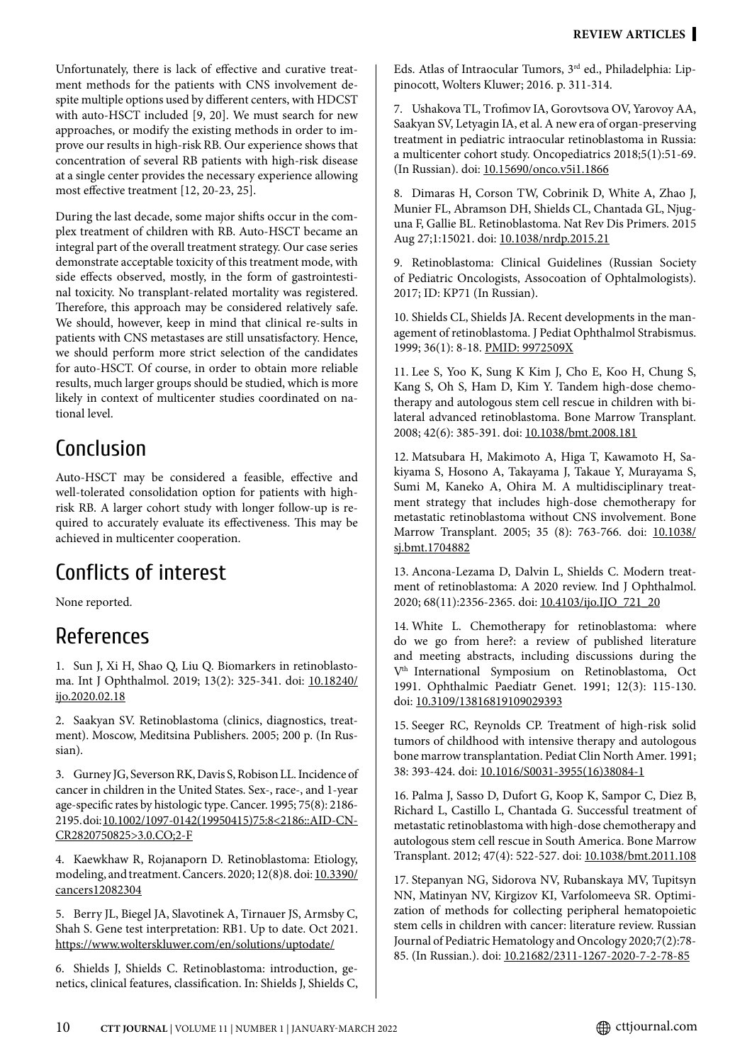Unfortunately, there is lack of effective and curative treatment methods for the patients with CNS involvement despite multiple options used by different centers, with HDCST with auto-HSCT included [9, 20]. We must search for new approaches, or modify the existing methods in order to improve our results in high-risk RB. Our experience shows that concentration of several RB patients with high-risk disease at a single center provides the necessary experience allowing most effective treatment [12, 20-23, 25].

During the last decade, some major shifts occur in the complex treatment of children with RB. Auto-HSCT became an integral part of the overall treatment strategy. Our case series demonstrate acceptable toxicity of this treatment mode, with side effects observed, mostly, in the form of gastrointestinal toxicity. No transplant-related mortality was registered. Therefore, this approach may be considered relatively safe. We should, however, keep in mind that clinical re-sults in patients with CNS metastases are still unsatisfactory. Hence, we should perform more strict selection of the candidates for auto-HSCT. Of course, in order to obtain more reliable results, much larger groups should be studied, which is more likely in context of multicenter studies coordinated on national level.

## Conclusion

Auto-HSCT may be considered a feasible, effective and well-tolerated consolidation option for patients with high-risk RB. A larger cohort study with longer follow-up is required to accurately evaluate its effectiveness. This may be achieved in multicenter cooperation.

## Conflicts of interest

None reported.

## References

1. Sun J, Xi H, Shao Q, Liu Q. Biomarkers in retinoblastoma. Int J Ophthalmol. 2019; 13(2): 325-341. doi: 10.18240/ijo.2020.02.18

2. Saakyan SV. Retinoblastoma (clinics, diagnostics, treatment). Moscow, Meditsina Publishers. 2005; 200 p. (In Russian).

3. Gurney JG, Severson RK, Davis S, Robison LL. Incidence of cancer in children in the United States. Sex-, race-, and 1-year age-specific rates by histologic type. Cancer. 1995; 75(8): 2186-2195. doi: 10.1002/1097-0142(19950415)75:8<2186::AID-CNCR2820750825>3.0.CO;2-F

4. Kaewkhaw R, Rojanaporn D. Retinoblastoma: Etiology, modeling, and treatment. Cancers. 2020; 12(8)8. doi: 10.3390/cancers12082304

5. Berry JL, Biegel JA, Slavotinek A, Tirnauer JS, Armsby C, Shah S. Gene test interpretation: RB1. Up to date. Oct 2021. https://www.wolterskluwer.com/en/solutions/uptodate/

6. Shields J, Shields C. Retinoblastoma: introduction, genetics, clinical features, classification. In: Shields J, Shields C, Eds. Atlas of Intraocular Tumors, 3rd ed., Philadelphia: Lippinocott, Wolters Kluwer; 2016. p. 311-314.

7. Ushakova TL, Trofimov IA, Gorovtsova OV, Yarovoy AA, Saakyan SV, Letyagin IA, et al. A new era of organ-preserving treatment in pediatric intraocular retinoblastoma in Russia: a multicenter cohort study. Oncopediatrics 2018;5(1):51-69. (In Russian). doi: 10.15690/onco.v5i1.1866

8. Dimaras H, Corson TW, Cobrinik D, White A, Zhao J, Munier FL, Abramson DH, Shields CL, Chantada GL, Njuguna F, Gallie BL. Retinoblastoma. Nat Rev Dis Primers. 2015 Aug 27;1:15021. doi: 10.1038/nrdp.2015.21

9. Retinoblastoma: Clinical Guidelines (Russian Society of Pediatric Oncologists, Assocoation of Ophtalmologists). 2017; ID: KP71 (In Russian).

10. Shields CL, Shields JA. Recent developments in the management of retinoblastoma. J Pediat Ophthalmol Strabismus. 1999; 36(1): 8-18. PMID: 9972509X

11. Lee S, Yoo K, Sung K Kim J, Cho E, Koo H, Chung S, Kang S, Oh S, Ham D, Kim Y. Tandem high-dose chemotherapy and autologous stem cell rescue in children with bilateral advanced retinoblastoma. Bone Marrow Transplant. 2008; 42(6): 385-391. doi: 10.1038/bmt.2008.181

12. Matsubara H, Makimoto A, Higa T, Kawamoto H, Sakiyama S, Hosono A, Takayama J, Takaue Y, Murayama S, Sumi M, Kaneko A, Ohira M. A multidisciplinary treatment strategy that includes high-dose chemotherapy for metastatic retinoblastoma without CNS involvement. Bone Marrow Transplant. 2005; 35 (8): 763-766. doi: 10.1038/sj.bmt.1704882

13. Ancona-Lezama D, Dalvin L, Shields C. Modern treatment of retinoblastoma: A 2020 review. Ind J Ophthalmol. 2020; 68(11):2356-2365. doi: 10.4103/ijo.IJO_721_20

14. White L. Chemotherapy for retinoblastoma: where do we go from here?: a review of published literature and meeting abstracts, including discussions during the Vth International Symposium on Retinoblastoma, Oct 1991. Ophthalmic Paediatr Genet. 1991; 12(3): 115-130. doi: 10.3109/13816819109029393

15. Seeger RC, Reynolds CP. Treatment of high-risk solid tumors of childhood with intensive therapy and autologous bone marrow transplantation. Pediat Clin North Amer. 1991; 38: 393-424. doi: 10.1016/S0031-3955(16)38084-1

16. Palma J, Sasso D, Dufort G, Koop K, Sampor C, Diez B, Richard L, Castillo L, Chantada G. Successful treatment of metastatic retinoblastoma with high-dose chemotherapy and autologous stem cell rescue in South America. Bone Marrow Transplant. 2012; 47(4): 522-527. doi: 10.1038/bmt.2011.108

17. Stepanyan NG, Sidorova NV, Rubanskaya MV, Tupitsyn NN, Matinyan NV, Kirgizov KI, Varfolomeeva SR. Optimization of methods for collecting peripheral hematopoietic stem cells in children with cancer: literature review. Russian Journal of Pediatric Hematology and Oncology 2020;7(2):78-85. (In Russian.). doi: 10.21682/2311-1267-2020-7-2-78-85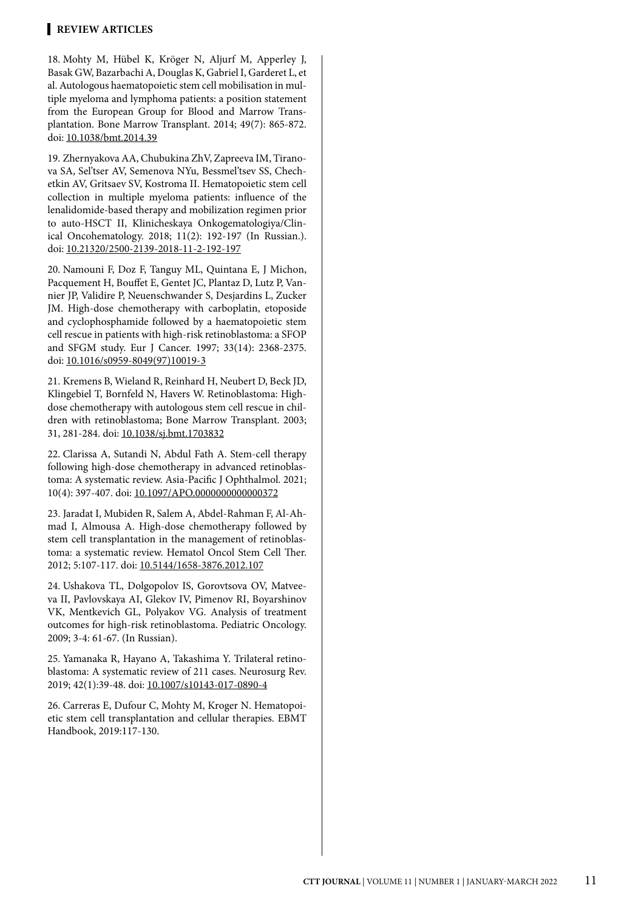18. Mohty M, Hübel K, Kröger N, Aljurf M, Apperley J, Basak GW, Bazarbachi A, Douglas K, Gabriel I, Garderet L, et al. Autologous haematopoietic stem cell mobilisation in multiple myeloma and lymphoma patients: a position statement from the European Group for Blood and Marrow Transplantation. Bone Marrow Transplant. 2014; 49(7): 865-872. doi: 10.1038/bmt.2014.39

19. Zhernyakova AA, Chubukina ZhV, Zapreeva IM, Tiranova SA, Sel'tser AV, Semenova NYu, Bessmel'tsev SS, Chechetkin AV, Gritsaev SV, Kostroma II. Hematopoietic stem cell collection in multiple myeloma patients: influence of the lenalidomide-based therapy and mobilization regimen prior to auto-HSCT II, Klinicheskaya Onkogematologiya/Clinical Oncohematology. 2018; 11(2): 192-197 (In Russian.). doi: 10.21320/2500-2139-2018-11-2-192-197

20. Namouni F, Doz F, Tanguy ML, Quintana E, J Michon, Pacquement H, Bouffet E, Gentet JC, Plantaz D, Lutz P, Vannier JP, Validire P, Neuenschwander S, Desjardins L, Zucker JM. High-dose chemotherapy with carboplatin, etoposide and cyclophosphamide followed by a haematopoietic stem cell rescue in patients with high-risk retinoblastoma: a SFOP and SFGM study. Eur J Cancer. 1997; 33(14): 2368-2375. doi: 10.1016/s0959-8049(97)10019-3

21. Kremens B, Wieland R, Reinhard H, Neubert D, Beck JD, Klingebiel T, Bornfeld N, Havers W. Retinoblastoma: High-dose chemotherapy with autologous stem cell rescue in children with retinoblastoma; Bone Marrow Transplant. 2003; 31, 281-284. doi: 10.1038/sj.bmt.1703832

22. Clarissa A, Sutandi N, Abdul Fath A. Stem-cell therapy following high-dose chemotherapy in advanced retinoblastoma: A systematic review. Asia-Pacific J Ophthalmol. 2021; 10(4): 397-407. doi: 10.1097/APO.0000000000000372

23. Jaradat I, Mubiden R, Salem A, Abdel-Rahman F, Al-Ahmad I, Almousa A. High-dose chemotherapy followed by stem cell transplantation in the management of retinoblastoma: a systematic review. Hematol Oncol Stem Cell Ther. 2012; 5:107-117. doi: 10.5144/1658-3876.2012.107

24. Ushakova TL, Dolgopolov IS, Gorovtsova OV, Matveeva II, Pavlovskaya AI, Glekov IV, Pimenov RI, Boyarshinov VK, Mentkevich GL, Polyakov VG. Analysis of treatment outcomes for high-risk retinoblastoma. Pediatric Oncology. 2009; 3-4: 61-67. (In Russian).

25. Yamanaka R, Hayano A, Takashima Y. Trilateral retinoblastoma: A systematic review of 211 cases. Neurosurg Rev. 2019; 42(1):39-48. doi: 10.1007/s10143-017-0890-4

26. Carreras E, Dufour C, Mohty M, Kroger N. Hematopoietic stem cell transplantation and cellular therapies. EBMT Handbook, 2019:117-130.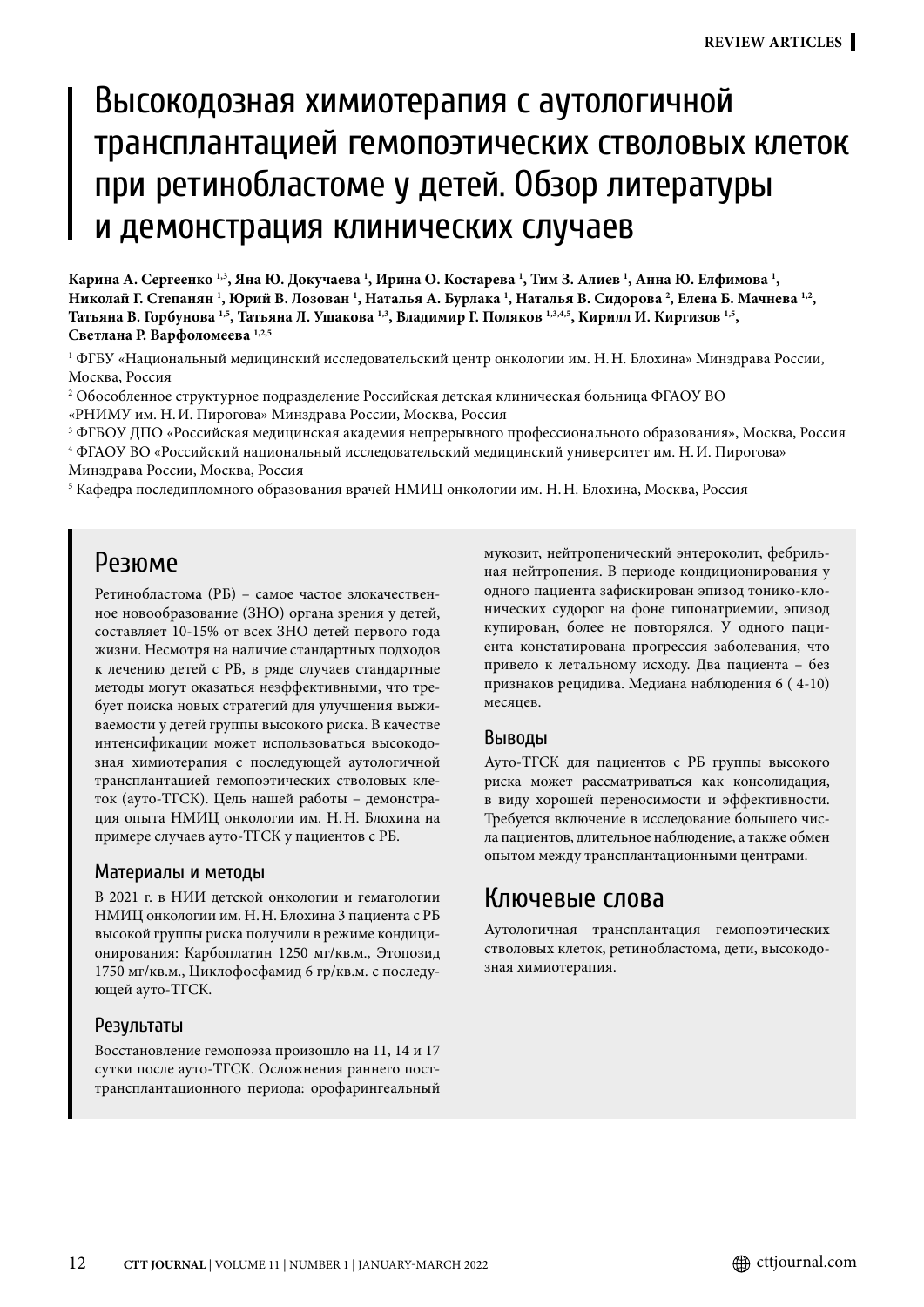# Высокодозная химиотерапия с аутологичной трансплантацией гемопоэтических стволовых клеток при ретинобластоме у детей. Обзор литературы и демонстрация клинических случаев

**Карина А. Сергеенко [1,3], Яна Ю. Докучаева [1], Ирина О. Костарева [1], Тим З. Алиев [1], Анна Ю. Елфимова [1], Николай Г. Степанян [1], Юрий В. Лозован [1], Наталья А. Бурлака [1], Наталья В. Сидорова [2], Елена Б. Мачнева [1,2], Татьяна В. Горбунова [1,5], Татьяна Л. Ушакова [1,3], Владимир Г. Поляков [1,3,4,5], Кирилл И. Киргизов [1,5], Светлана Р. Варфоломеева [1,2,5]**

[1] ФГБУ «Национальный медицинский исследовательский центр онкологии им. Н. Н. Блохина» Минздрава России, Москва, Россия

[2] Обособленное структурное подразделение Российская детская клиническая больница ФГАОУ ВО «РНИМУ им. Н. И. Пирогова» Минздрава России, Москва, Россия

[3] ФГБОУ ДПО «Российская медицинская академия непрерывного профессионального образования», Москва, Россия

[4] ФГАОУ ВО «Российский национальный исследовательский медицинский университет им. Н. И. Пирогова» Минздрава России, Москва, Россия

[5] Кафедра последипломного образования врачей НМИЦ онкологии им. Н. Н. Блохина, Москва, Россия

## Резюме

Ретинобластома (РБ) – самое частое злокачественное новообразование (ЗНО) органа зрения у детей, составляет 10-15% от всех ЗНО детей первого года жизни. Несмотря на наличие стандартных подходов к лечению детей с РБ, в ряде случаев стандартные методы могут оказаться неэффективными, что требует поиска новых стратегий для улучшения выживаемости у детей группы высокого риска. В качестве интенсификации может использоваться высокодозная химиотерапия с последующей аутологичной трансплантацией гемопоэтических стволовых клеток (ауто-ТГСК). Цель нашей работы – демонстрация опыта НМИЦ онкологии им. Н. Н. Блохина на примере случаев ауто-ТГСК у пациентов с РБ.

### Материалы и методы

В 2021 г. в НИИ детской онкологии и гематологии НМИЦ онкологии им. Н. Н. Блохина 3 пациента с РБ высокой группы риска получили в режиме кондиционирования: Карбоплатин 1250 мг/кв.м., Этопозид 1750 мг/кв.м., Циклофосфамид 6 гр/кв.м. с последующей ауто-ТГСК.

### Результаты

Восстановление гемопоэза произошло на 11, 14 и 17 сутки после ауто-ТГСК. Осложнения раннего посттрансплантационного периода: орофарингеальный мукозит, нейтропенический энтероколит, фебрильная нейтропения. В периоде кондиционирования у одного пациента зафиксирован эпизод тонико-клонических судорог на фоне гипонатриемии, эпизод купирован, более не повторялся. У одного пациента констатирована прогрессия заболевания, что привело к летальному исходу. Два пациента – без признаков рецидива. Медиана наблюдения 6 ( 4-10) месяцев.

### Выводы

Ауто-ТГСК для пациентов с РБ группы высокого риска может рассматриваться как консолидация, в виду хорошей переносимости и эффективности. Требуется включение в исследование большего числа пациентов, длительное наблюдение, а также обмен опытом между трансплантационными центрами.

## Ключевые слова

Аутологичная трансплантация гемопоэтических стволовых клеток, ретинобластома, дети, высокодозная химиотерапия.